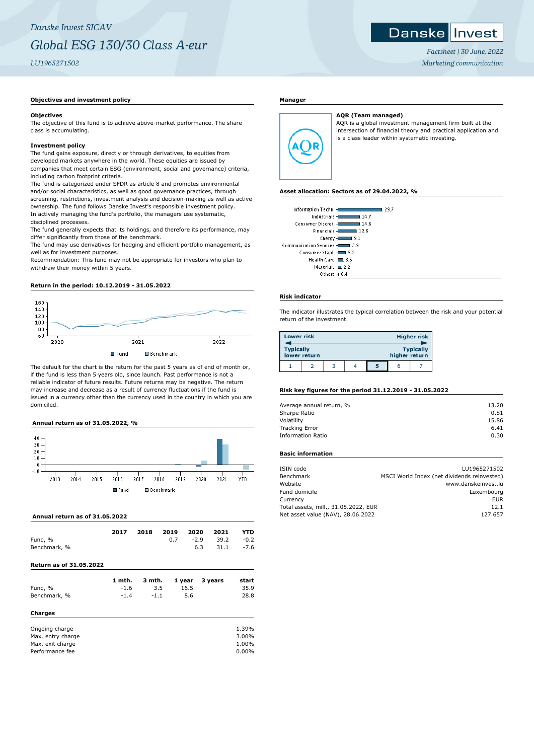*Danske Invest SICAV*

# *Global ESG 130/30 Class A-eur*

*LU1965271502*

Danske Invest

*Factsheet | 30 June, 2022*

*Marketing communication*

## Objectives and investment policy

### Objectives

The objective of this fund is to achieve above-market performance. The share class is accumulating.

### Investment policy

The fund gains exposure, directly or through derivatives, to equities from developed markets anywhere in the world. These equities are issued by companies that meet certain ESG (environment, social and governance) criteria, including carbon footprint criteria.

The fund is categorized under SFDR as article 8 and promotes environmental and/or social characteristics, as well as good governance practices, through screening, restrictions, investment analysis and decision-making as well as active ownership. The fund follows Danske Invest's responsible investment policy.

In actively managing the fund's portfolio, the managers use systematic, disciplined processes.

The fund generally expects that its holdings, and therefore its performance, may differ significantly from those of the benchmark.

The fund may use derivatives for hedging and efficient portfolio management, as well as for investment purposes.

Recommendation: This fund may not be appropriate for investors who plan to withdraw their money within 5 years.

## Return in the period: 10.12.2019 - 31.05.2022

Fund | Benchmark

The default for the chart is the return for the past 5 years as of end of month or, if the fund is less than 5 years old, since launch. Past performance is not a reliable indicator of future results. Future returns may be negative. The return may increase and decrease as a result of currency fluctuations if the fund is issued in a currency other than the currency used in the country in which you are domiciled.

## Annual return as of 31.05.2022, %

Fund | Benchmark

## Annual return as of 31.05.2022

| | 2017 | 2018 | 2019 | 2020 | 2021 | YTD |
|---|---|---|---|---|---|---|
| Fund, % | | | 0.7 | -2.9 | 39.2 | -0.2 |
| Benchmark, % | | | | 6.3 | 31.1 | -7.6 |

## Return as of 31.05.2022

| | 1 mth. | 3 mth. | 1 year | 3 years | start |
|---|---|---|---|---|---|
| Fund, % | -1.6 | 3.5 | 16.5 | | 35.9 |
| Benchmark, % | -1.4 | -1.1 | 8.6 | | 28.8 |

## Charges

| | |
|---|---|
| Ongoing charge | 1.39% |
| Max. entry charge | 3.00% |
| Max. exit charge | 1.00% |
| Performance fee | 0.00% |

## Manager

**AQR (Team managed)**

AQR is a global investment management firm built at the intersection of financial theory and practical application and is a class leader within systematic investing.

## Asset allocation: Sectors as of 29.04.2022, %

| Sector | % |
|---|---|
| Information Techn. | 29.7 |
| Industrials | 14.7 |
| Consumer Discret. | 14.6 |
| Financials | 12.6 |
| Energy | 9.1 |
| Communication Services | 7.9 |
| Consumer Stapl. | 5.2 |
| Health Care | 3.5 |
| Materials | 2.2 |
| Others | 0.4 |

## Risk indicator

The indicator illustrates the typical correlation between the risk and your potential return of the investment.

| Lower risk | | | | | | Higher risk |
|---|---|---|---|---|---|---|
| Typically lower return | | | | | | Typically higher return |
| 1 | 2 | 3 | 4 | **5** | 6 | 7 |

## Risk key figures for the period 31.12.2019 - 31.05.2022

| | |
|---|---|
| Average annual return, % | 13.20 |
| Sharpe Ratio | 0.81 |
| Volatility | 15.86 |
| Tracking Error | 6.41 |
| Information Ratio | 0.30 |

## Basic information

| | |
|---|---|
| ISIN code | LU1965271502 |
| Benchmark | MSCI World Index (net dividends reinvested) |
| Website | www.danskeinvest.lu |
| Fund domicile | Luxembourg |
| Currency | EUR |
| Total assets, mill., 31.05.2022, EUR | 12.1 |
| Net asset value (NAV), 28.06.2022 | 127.657 |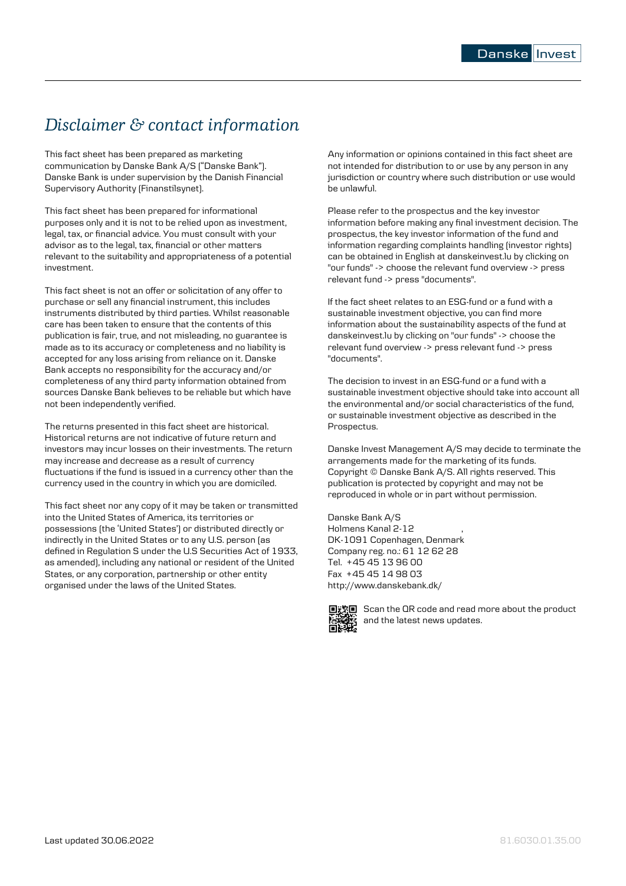# *Disclaimer & contact information*

This fact sheet has been prepared as marketing communication by Danske Bank A/S ("Danske Bank"). Danske Bank is under supervision by the Danish Financial Supervisory Authority (Finanstilsynet).

This fact sheet has been prepared for informational purposes only and it is not to be relied upon as investment, legal, tax, or financial advice. You must consult with your advisor as to the legal, tax, financial or other matters relevant to the suitability and appropriateness of a potential investment.

This fact sheet is not an offer or solicitation of any offer to purchase or sell any financial instrument, this includes instruments distributed by third parties. Whilst reasonable care has been taken to ensure that the contents of this publication is fair, true, and not misleading, no guarantee is made as to its accuracy or completeness and no liability is accepted for any loss arising from reliance on it. Danske Bank accepts no responsibility for the accuracy and/or completeness of any third party information obtained from sources Danske Bank believes to be reliable but which have not been independently verified.

The returns presented in this fact sheet are historical. Historical returns are not indicative of future return and investors may incur losses on their investments. The return may increase and decrease as a result of currency fluctuations if the fund is issued in a currency other than the currency used in the country in which you are domiciled.

This fact sheet nor any copy of it may be taken or transmitted into the United States of America, its territories or possessions (the 'United States') or distributed directly or indirectly in the United States or to any U.S. person (as defined in Regulation S under the U.S Securities Act of 1933, as amended), including any national or resident of the United States, or any corporation, partnership or other entity organised under the laws of the United States.

Any information or opinions contained in this fact sheet are not intended for distribution to or use by any person in any jurisdiction or country where such distribution or use would be unlawful.

Please refer to the prospectus and the key investor information before making any final investment decision. The prospectus, the key investor information of the fund and information regarding complaints handling (investor rights) can be obtained in English at danskeinvest.lu by clicking on "our funds" -> choose the relevant fund overview -> press relevant fund -> press "documents".

If the fact sheet relates to an ESG-fund or a fund with a sustainable investment objective, you can find more information about the sustainability aspects of the fund at danskeinvest.lu by clicking on "our funds" -> choose the relevant fund overview -> press relevant fund -> press "documents".

The decision to invest in an ESG-fund or a fund with a sustainable investment objective should take into account all the environmental and/or social characteristics of the fund, or sustainable investment objective as described in the Prospectus.

Danske Invest Management A/S may decide to terminate the arrangements made for the marketing of its funds. Copyright © Danske Bank A/S. All rights reserved. This publication is protected by copyright and may not be reproduced in whole or in part without permission.

Danske Bank A/S
Holmens Kanal 2-12
DK-1091 Copenhagen, Denmark
Company reg. no.: 61 12 62 28
Tel. +45 45 13 96 00
Fax +45 45 14 98 03
http://www.danskebank.dk/

Scan the QR code and read more about the product and the latest news updates.

Last updated 30.06.2022

81.6030.01.35.00